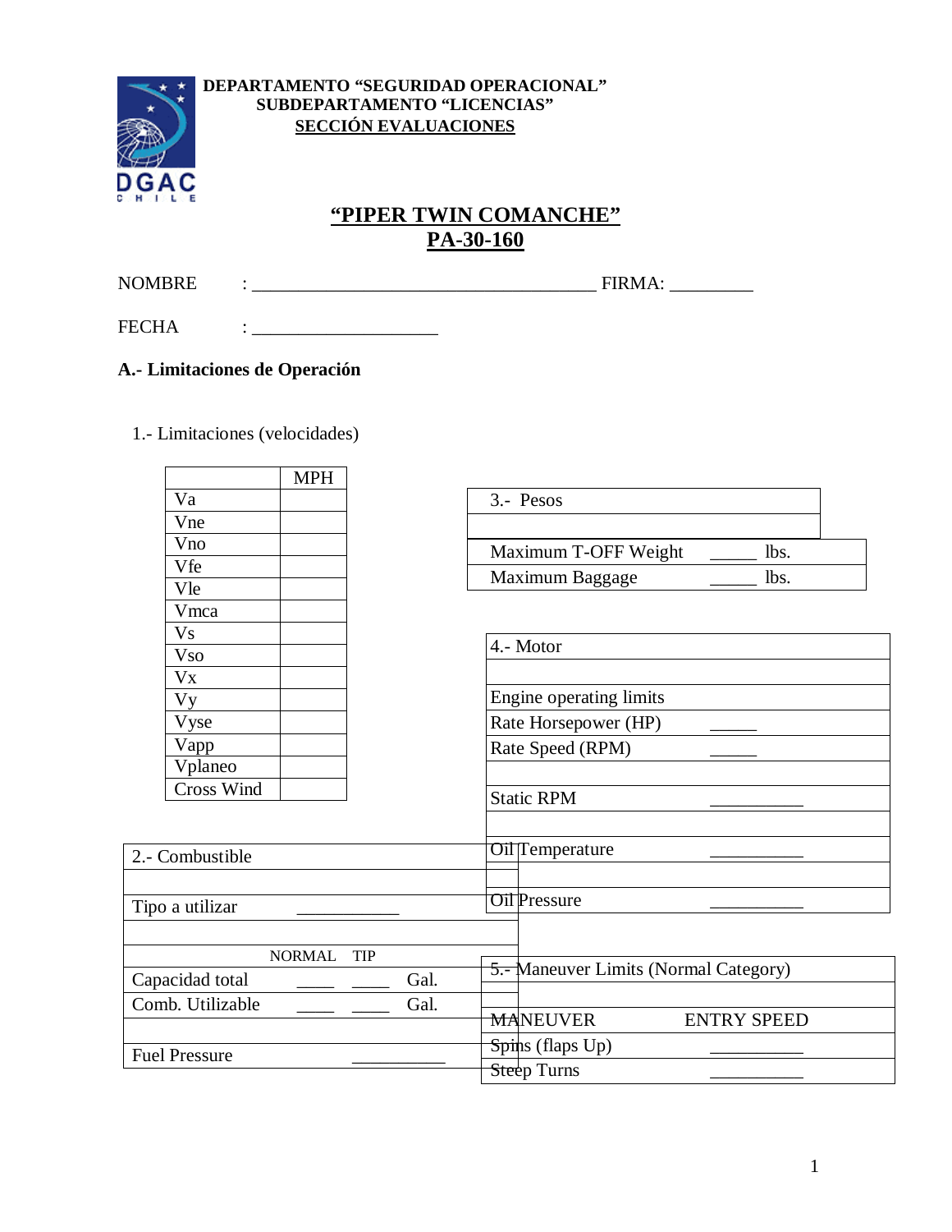DEPARTAMENTO “SEGURIDAD OPERACIONAL”
SUBDEPARTAMENTO “LICENCIAS”
SECCIÓN EVALUACIONES

# “PIPER TWIN COMANCHE” PA-30-160

NOMBRE : ______________________________________ FIRMA: _________

FECHA : ____________________

## A.- Limitaciones de Operación

1.- Limitaciones (velocidades)

| | MPH |
|---|---|
| Va | |
| Vne | |
| Vno | |
| Vfe | |
| Vle | |
| Vmca | |
| Vs | |
| Vso | |
| Vx | |
| Vy | |
| Vyse | |
| Vapp | |
| Vplaneo | |
| Cross Wind | |

| 3.- Pesos | |
|---|---|
| | |
| Maximum T-OFF Weight | _____ lbs. |
| Maximum Baggage | _____ lbs. |

| 4.- Motor | |
|---|---|
| | |
| Engine operating limits | |
| Rate Horsepower (HP) | _____ |
| Rate Speed (RPM) | _____ |
| | |
| Static RPM | __________ |
| | |
| Oil Temperature | __________ |
| | |
| Oil Pressure | __________ |

| 2.- Combustible | | | |
|---|---|---|---|
| | | | |
| Tipo a utilizar | ___________ | | |
| | | | |
| | NORMAL | TIP | |
| Capacidad total | ____ | ____ | Gal. |
| Comb. Utilizable | ____ | ____ | Gal. |
| | | | |
| Fuel Pressure | | __________ | |

| 5.- Maneuver Limits (Normal Category) | |
|---|---|
| | |
| MANEUVER | ENTRY SPEED |
| Spins (flaps Up) | __________ |
| Steep Turns | __________ |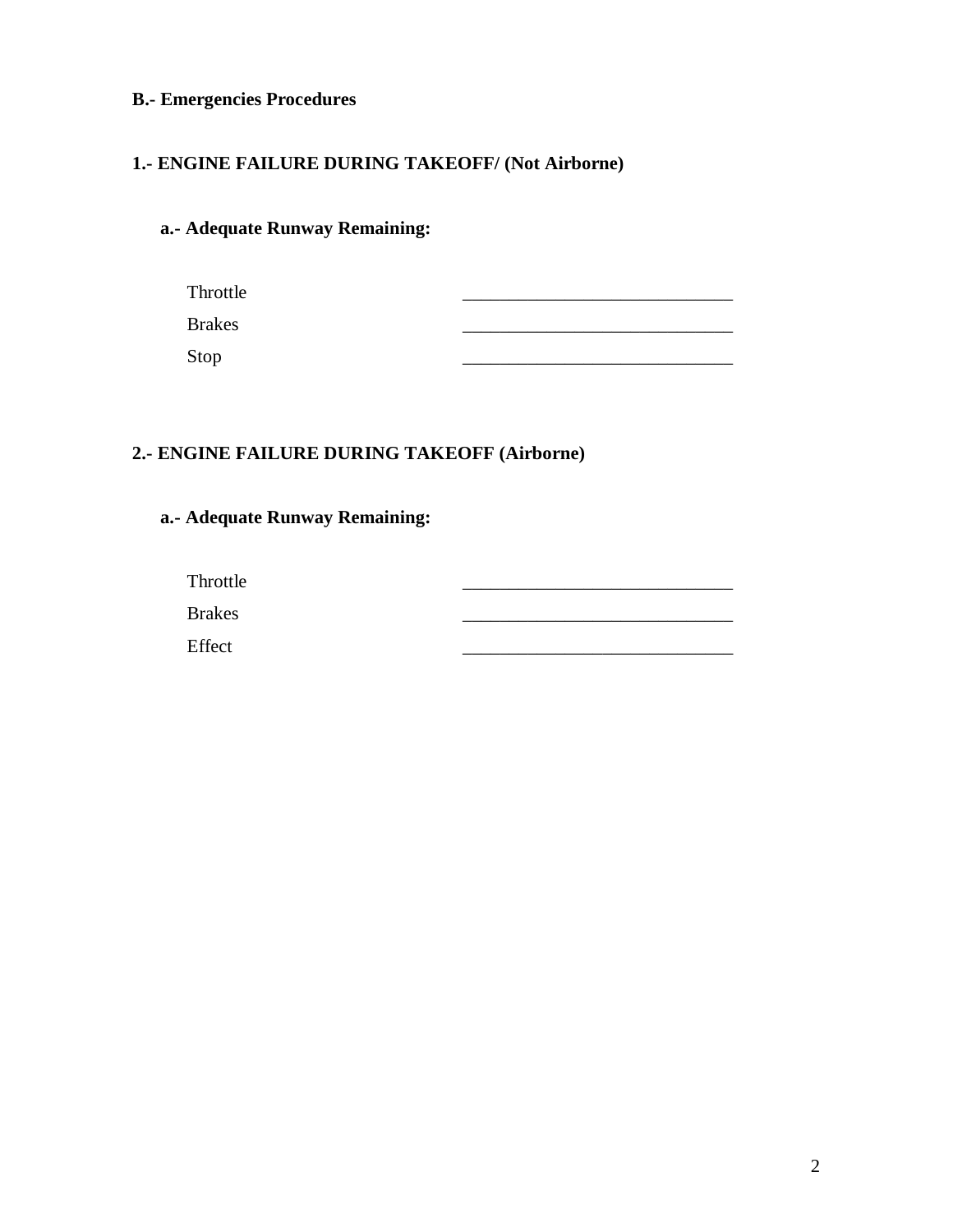**B.- Emergencies Procedures**

**1.- ENGINE FAILURE DURING TAKEOFF/ (Not Airborne)**

**a.- Adequate Runway Remaining:**

| | |
|---|---|
| Throttle | ______________________________ |
| Brakes | ______________________________ |
| Stop | ______________________________ |

**2.- ENGINE FAILURE DURING TAKEOFF (Airborne)**

**a.- Adequate Runway Remaining:**

| | |
|---|---|
| Throttle | ______________________________ |
| Brakes | ______________________________ |
| Effect | ______________________________ |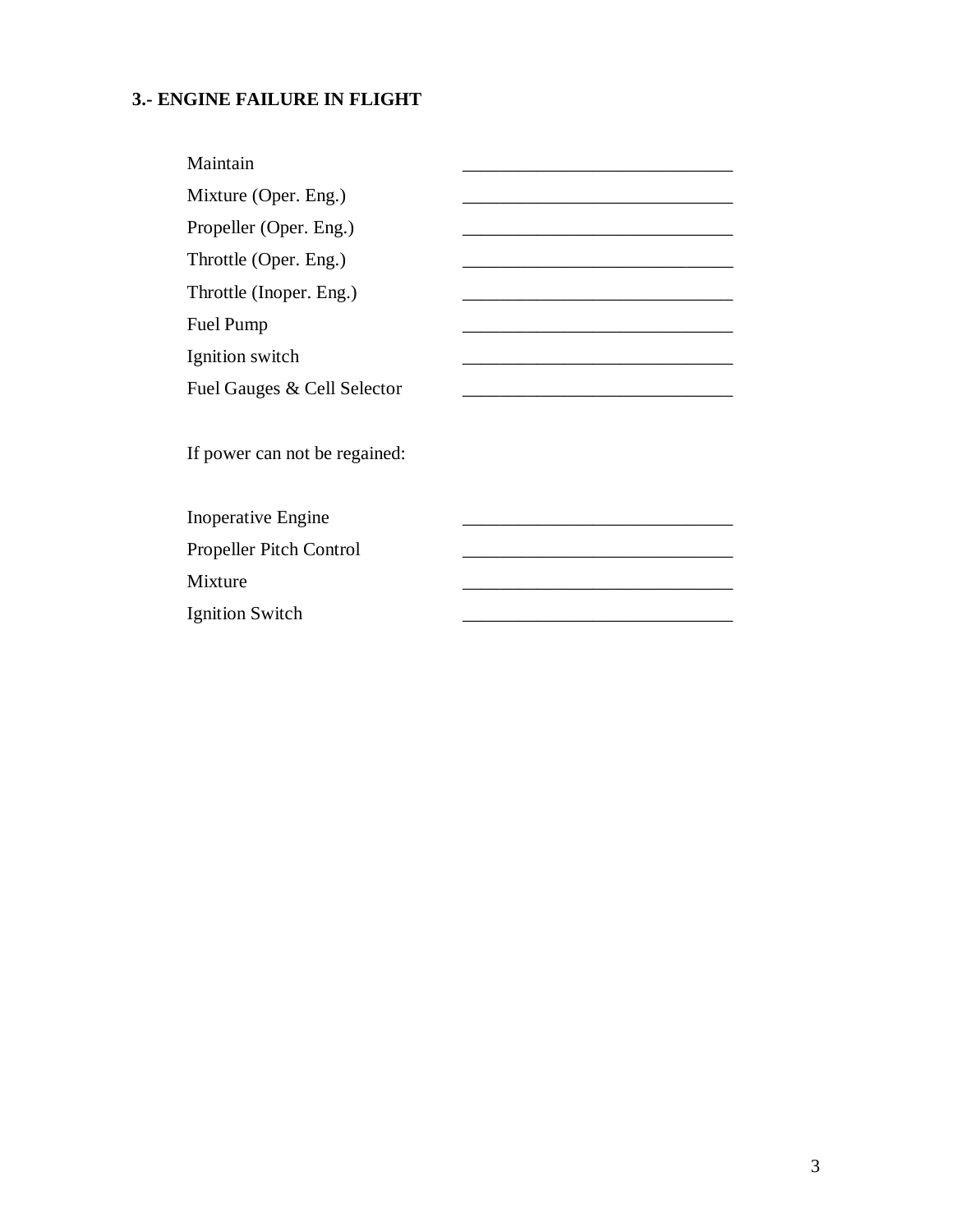### 3.- ENGINE FAILURE IN FLIGHT

| | |
|---|---|
| Maintain | ____________________________ |
| Mixture (Oper. Eng.) | ____________________________ |
| Propeller (Oper. Eng.) | ____________________________ |
| Throttle (Oper. Eng.) | ____________________________ |
| Throttle (Inoper. Eng.) | ____________________________ |
| Fuel Pump | ____________________________ |
| Ignition switch | ____________________________ |
| Fuel Gauges & Cell Selector | ____________________________ |

If power can not be regained:

| | |
|---|---|
| Inoperative Engine | ____________________________ |
| Propeller Pitch Control | ____________________________ |
| Mixture | ____________________________ |
| Ignition Switch | ____________________________ |